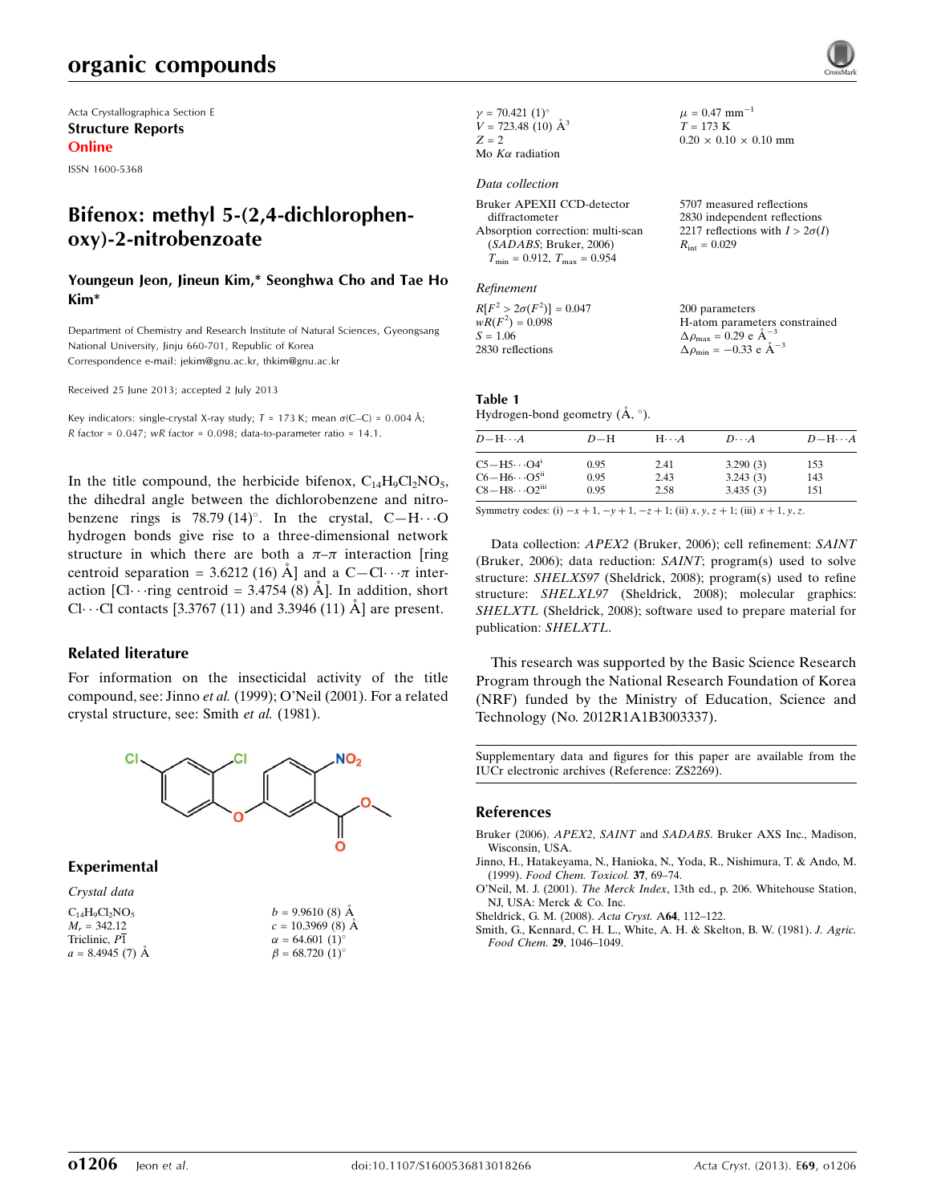Acta Crystallographica Section E

**Structure Reports**

**Online**

ISSN 1600-5368

# Bifenox: methyl 5-(2,4-dichlorophenoxy)-2-nitrobenzoate

**Youngeun Jeon, Jineun Kim,* Seonghwa Cho and Tae Ho Kim***

Department of Chemistry and Research Institute of Natural Sciences, Gyeongsang National University, Jinju 660-701, Republic of Korea
Correspondence e-mail: jekim@gnu.ac.kr, thkim@gnu.ac.kr

Received 25 June 2013; accepted 2 July 2013

Key indicators: single-crystal X-ray study; $T$ = 173 K; mean $\sigma$(C–C) = 0.004 Å; $R$ factor = 0.047; $wR$ factor = 0.098; data-to-parameter ratio = 14.1.

In the title compound, the herbicide bifenox, $C_{14}H_9Cl_2NO_5$, the dihedral angle between the dichlorobenzene and nitrobenzene rings is 78.79 (14)°. In the crystal, C—H⋯O hydrogen bonds give rise to a three-dimensional network structure in which there are both a $\pi$–$\pi$ interaction [ring centroid separation = 3.6212 (16) Å] and a C—Cl⋯$\pi$ interaction [Cl⋯ring centroid = 3.4754 (8) Å]. In addition, short Cl⋯Cl contacts [3.3767 (11) and 3.3946 (11) Å] are present.

## Related literature

For information on the insecticidal activity of the title compound, see: Jinno *et al.* (1999); O'Neil (2001). For a related crystal structure, see: Smith *et al.* (1981).

## Experimental

*Crystal data*

$C_{14}H_9Cl_2NO_5$
$M_r$ = 342.12
Triclinic, $P\overline{1}$
$a$ = 8.4945 (7) Å
$b$ = 9.9610 (8) Å
$c$ = 10.3969 (8) Å
$\alpha$ = 64.601 (1)°
$\beta$ = 68.720 (1)°
$\gamma$ = 70.421 (1)°
$V$ = 723.48 (10) Å$^3$
$Z$ = 2
Mo $K\alpha$ radiation
$\mu$ = 0.47 mm$^{-1}$
$T$ = 173 K
0.20 × 0.10 × 0.10 mm

*Data collection*

Bruker APEXII CCD-detector diffractometer
Absorption correction: multi-scan (*SADABS*; Bruker, 2006)
$T_{min}$ = 0.912, $T_{max}$ = 0.954
5707 measured reflections
2830 independent reflections
2217 reflections with $I > 2\sigma(I)$
$R_{int}$ = 0.029

*Refinement*

$R[F^2 > 2\sigma(F^2)]$ = 0.047
$wR(F^2)$ = 0.098
$S$ = 1.06
2830 reflections
200 parameters
H-atom parameters constrained
$\Delta\rho_{max}$ = 0.29 e Å$^{-3}$
$\Delta\rho_{min}$ = −0.33 e Å$^{-3}$

**Table 1**
Hydrogen-bond geometry (Å, °).

| $D$—H⋯$A$ | $D$—H | H⋯$A$ | $D$⋯$A$ | $D$—H⋯$A$ |
|---|---|---|---|---|
| C5—H5⋯O4[i] | 0.95 | 2.41 | 3.290 (3) | 153 |
| C6—H6⋯O5[ii] | 0.95 | 2.43 | 3.243 (3) | 143 |
| C8—H8⋯O2[iii] | 0.95 | 2.58 | 3.435 (3) | 151 |

Symmetry codes: (i) $-x+1, -y+1, -z+1$; (ii) $x, y, z+1$; (iii) $x+1, y, z$.

Data collection: *APEX2* (Bruker, 2006); cell refinement: *SAINT* (Bruker, 2006); data reduction: *SAINT*; program(s) used to solve structure: *SHELXS97* (Sheldrick, 2008); program(s) used to refine structure: *SHELXL97* (Sheldrick, 2008); molecular graphics: *SHELXTL* (Sheldrick, 2008); software used to prepare material for publication: *SHELXTL*.

This research was supported by the Basic Science Research Program through the National Research Foundation of Korea (NRF) funded by the Ministry of Education, Science and Technology (No. 2012R1A1B3003337).

Supplementary data and figures for this paper are available from the IUCr electronic archives (Reference: ZS2269).

## References

Bruker (2006). *APEX2*, *SAINT* and *SADABS*. Bruker AXS Inc., Madison, Wisconsin, USA.

Jinno, H., Hatakeyama, N., Hanioka, N., Yoda, R., Nishimura, T. & Ando, M. (1999). *Food Chem. Toxicol.* **37**, 69–74.

O'Neil, M. J. (2001). *The Merck Index*, 13th ed., p. 206. Whitehouse Station, NJ, USA: Merck & Co. Inc.

Sheldrick, G. M. (2008). *Acta Cryst.* A**64**, 112–122.

Smith, G., Kennard, C. H. L., White, A. H. & Skelton, B. W. (1981). *J. Agric. Food Chem.* **29**, 1046–1049.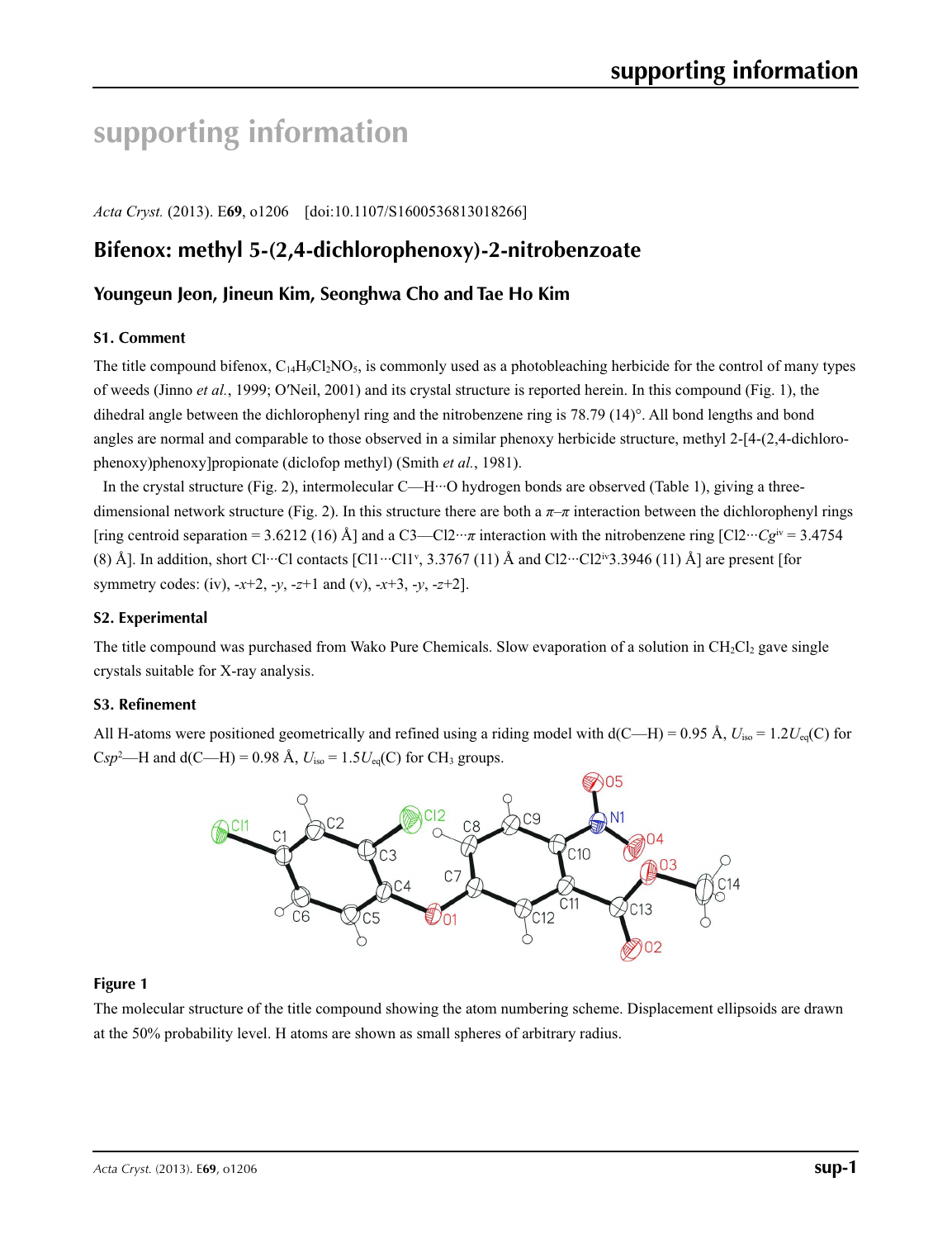# supporting information

*Acta Cryst.* (2013). E**69**, o1206 [doi:10.1107/S1600536813018266]

## Bifenox: methyl 5-(2,4-dichlorophenoxy)-2-nitrobenzoate

### Youngeun Jeon, Jineun Kim, Seonghwa Cho and Tae Ho Kim

#### S1. Comment

The title compound bifenox, $C_{14}H_9Cl_2NO_5$, is commonly used as a photobleaching herbicide for the control of many types of weeds (Jinno *et al.*, 1999; O′Neil, 2001) and its crystal structure is reported herein. In this compound (Fig. 1), the dihedral angle between the dichlorophenyl ring and the nitrobenzene ring is 78.79 (14)°. All bond lengths and bond angles are normal and comparable to those observed in a similar phenoxy herbicide structure, methyl 2-[4-(2,4-dichloro-phenoxy)phenoxy]propionate (diclofop methyl) (Smith *et al.*, 1981).

In the crystal structure (Fig. 2), intermolecular C—H···O hydrogen bonds are observed (Table 1), giving a three-dimensional network structure (Fig. 2). In this structure there are both a $\pi$–$\pi$ interaction between the dichlorophenyl rings [ring centroid separation = 3.6212 (16) Å] and a C3—Cl2···$\pi$ interaction with the nitrobenzene ring [Cl2···$Cg^{iv}$ = 3.4754 (8) Å]. In addition, short Cl···Cl contacts [Cl1···Cl1$^{v}$, 3.3767 (11) Å and Cl2···Cl2$^{iv}$3.3946 (11) Å] are present [for symmetry codes: (iv), -*x*+2, -*y*, -*z*+1 and (v), -*x*+3, -*y*, -*z*+2].

#### S2. Experimental

The title compound was purchased from Wako Pure Chemicals. Slow evaporation of a solution in $CH_2Cl_2$ gave single crystals suitable for X-ray analysis.

#### S3. Refinement

All H-atoms were positioned geometrically and refined using a riding model with d(C—H) = 0.95 Å, $U_{iso}$ = 1.2$U_{eq}$(C) for C$sp^2$—H and d(C—H) = 0.98 Å, $U_{iso}$ = 1.5$U_{eq}$(C) for $CH_3$ groups.

**Figure 1**

The molecular structure of the title compound showing the atom numbering scheme. Displacement ellipsoids are drawn at the 50% probability level. H atoms are shown as small spheres of arbitrary radius.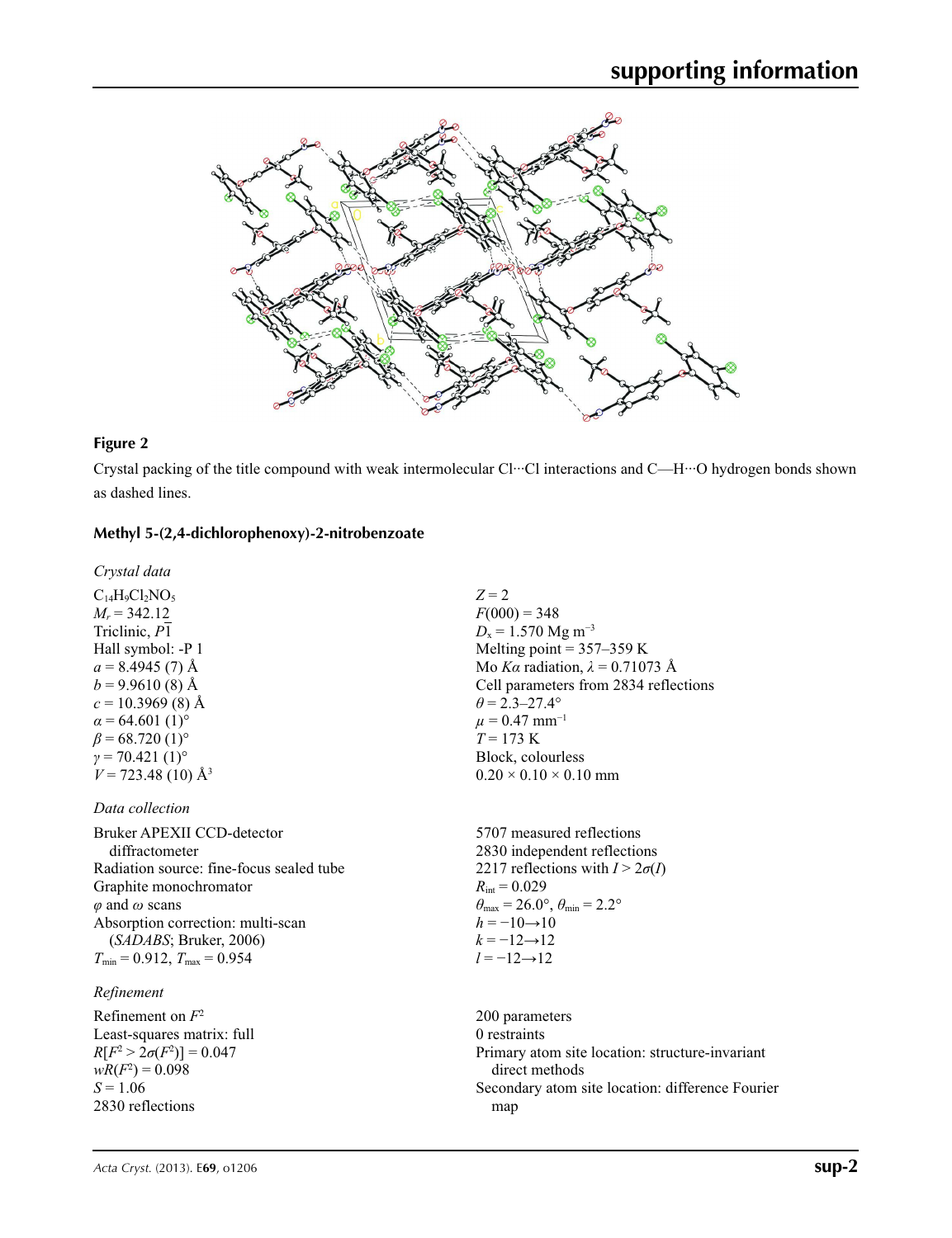**Figure 2**

Crystal packing of the title compound with weak intermolecular Cl···Cl interactions and C—H···O hydrogen bonds shown as dashed lines.

## Methyl 5-(2,4-dichlorophenoxy)-2-nitrobenzoate

### *Crystal data*

$C_{14}H_9Cl_2NO_5$
$M_r = 342.12$
Triclinic, $P\overline{1}$
Hall symbol: -P 1
$a = 8.4945$ (7) Å
$b = 9.9610$ (8) Å
$c = 10.3969$ (8) Å
$\alpha = 64.601$ (1)°
$\beta = 68.720$ (1)°
$\gamma = 70.421$ (1)°
$V = 723.48$ (10) Å$^3$
$Z = 2$
$F(000) = 348$
$D_x = 1.570$ Mg m$^{-3}$
Melting point = 357–359 K
Mo $K\alpha$ radiation, $\lambda = 0.71073$ Å
Cell parameters from 2834 reflections
$\theta = 2.3$–27.4°
$\mu = 0.47$ mm$^{-1}$
$T = 173$ K
Block, colourless
0.20 × 0.10 × 0.10 mm

### *Data collection*

Bruker APEXII CCD-detector diffractometer
Radiation source: fine-focus sealed tube
Graphite monochromator
$\varphi$ and $\omega$ scans
Absorption correction: multi-scan (*SADABS*; Bruker, 2006)
$T_{min} = 0.912$, $T_{max} = 0.954$
5707 measured reflections
2830 independent reflections
2217 reflections with $I > 2\sigma(I)$
$R_{int} = 0.029$
$\theta_{max} = 26.0°$, $\theta_{min} = 2.2°$
$h = -10 \rightarrow 10$
$k = -12 \rightarrow 12$
$l = -12 \rightarrow 12$

### *Refinement*

Refinement on $F^2$
Least-squares matrix: full
$R[F^2 > 2\sigma(F^2)] = 0.047$
$wR(F^2) = 0.098$
$S = 1.06$
2830 reflections
200 parameters
0 restraints
Primary atom site location: structure-invariant direct methods
Secondary atom site location: difference Fourier map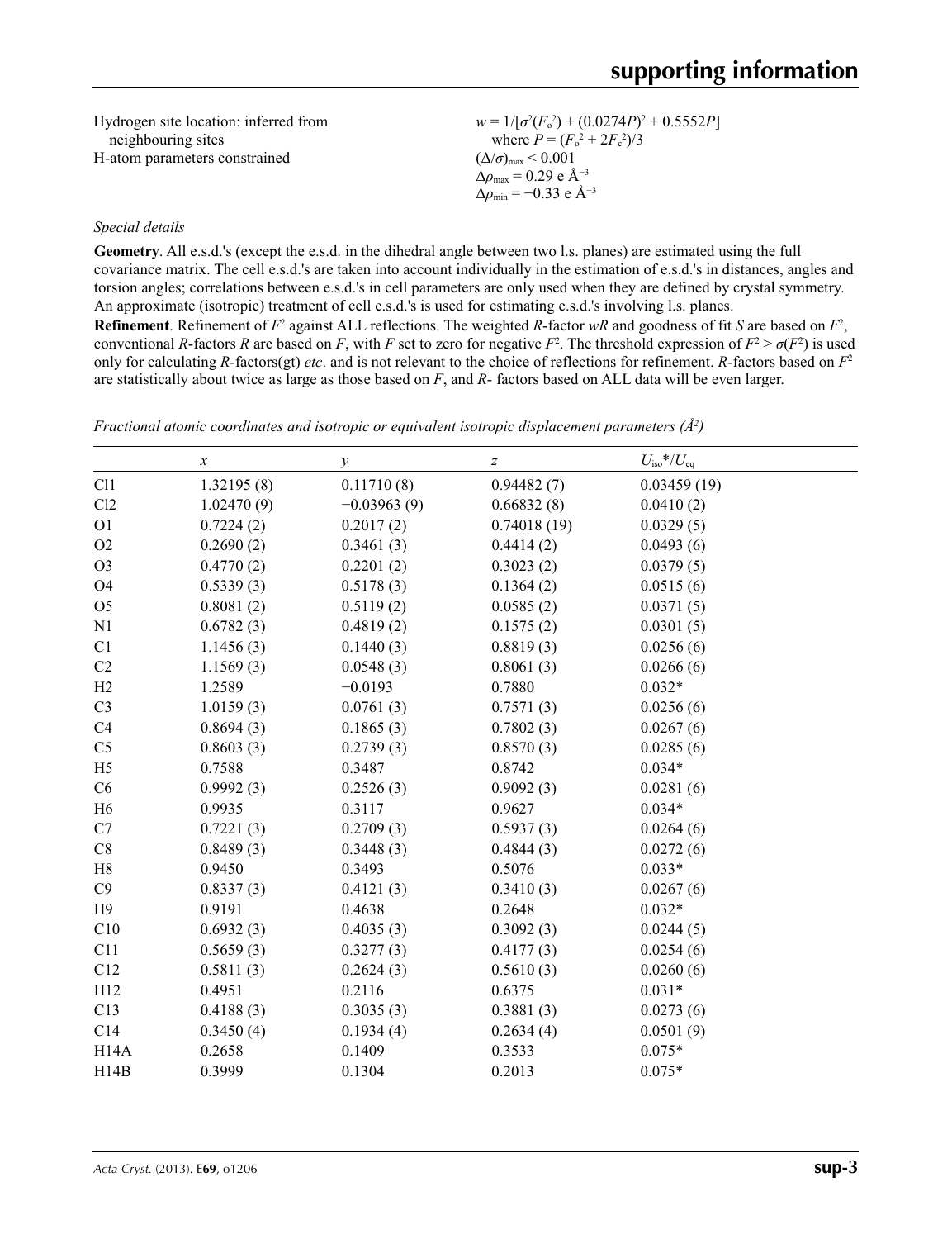Hydrogen site location: inferred from neighbouring sites
H-atom parameters constrained

$w = 1/[\sigma^2(F_o^2) + (0.0274P)^2 + 0.5552P]$
where $P = (F_o^2 + 2F_c^2)/3$
$(\Delta/\sigma)_{max} < 0.001$
$\Delta\rho_{max} = 0.29$ e Å$^{-3}$
$\Delta\rho_{min} = -0.33$ e Å$^{-3}$

*Special details*

**Geometry**. All e.s.d.'s (except the e.s.d. in the dihedral angle between two l.s. planes) are estimated using the full covariance matrix. The cell e.s.d.'s are taken into account individually in the estimation of e.s.d.'s in distances, angles and torsion angles; correlations between e.s.d.'s in cell parameters are only used when they are defined by crystal symmetry. An approximate (isotropic) treatment of cell e.s.d.'s is used for estimating e.s.d.'s involving l.s. planes.

**Refinement**. Refinement of $F^2$ against ALL reflections. The weighted $R$-factor $wR$ and goodness of fit $S$ are based on $F^2$, conventional $R$-factors $R$ are based on $F$, with $F$ set to zero for negative $F^2$. The threshold expression of $F^2 > \sigma(F^2)$ is used only for calculating $R$-factors(gt) *etc*. and is not relevant to the choice of reflections for refinement. $R$-factors based on $F^2$ are statistically about twice as large as those based on $F$, and $R$- factors based on ALL data will be even larger.

*Fractional atomic coordinates and isotropic or equivalent isotropic displacement parameters (Å$^2$)*

| | $x$ | $y$ | $z$ | $U_{iso}$\*/$U_{eq}$ |
|---|---|---|---|---|
| Cl1 | 1.32195 (8) | 0.11710 (8) | 0.94482 (7) | 0.03459 (19) |
| Cl2 | 1.02470 (9) | −0.03963 (9) | 0.66832 (8) | 0.0410 (2) |
| O1 | 0.7224 (2) | 0.2017 (2) | 0.74018 (19) | 0.0329 (5) |
| O2 | 0.2690 (2) | 0.3461 (3) | 0.4414 (2) | 0.0493 (6) |
| O3 | 0.4770 (2) | 0.2201 (2) | 0.3023 (2) | 0.0379 (5) |
| O4 | 0.5339 (3) | 0.5178 (3) | 0.1364 (2) | 0.0515 (6) |
| O5 | 0.8081 (2) | 0.5119 (2) | 0.0585 (2) | 0.0371 (5) |
| N1 | 0.6782 (3) | 0.4819 (2) | 0.1575 (2) | 0.0301 (5) |
| C1 | 1.1456 (3) | 0.1440 (3) | 0.8819 (3) | 0.0256 (6) |
| C2 | 1.1569 (3) | 0.0548 (3) | 0.8061 (3) | 0.0266 (6) |
| H2 | 1.2589 | −0.0193 | 0.7880 | 0.032\* |
| C3 | 1.0159 (3) | 0.0761 (3) | 0.7571 (3) | 0.0256 (6) |
| C4 | 0.8694 (3) | 0.1865 (3) | 0.7802 (3) | 0.0267 (6) |
| C5 | 0.8603 (3) | 0.2739 (3) | 0.8570 (3) | 0.0285 (6) |
| H5 | 0.7588 | 0.3487 | 0.8742 | 0.034\* |
| C6 | 0.9992 (3) | 0.2526 (3) | 0.9092 (3) | 0.0281 (6) |
| H6 | 0.9935 | 0.3117 | 0.9627 | 0.034\* |
| C7 | 0.7221 (3) | 0.2709 (3) | 0.5937 (3) | 0.0264 (6) |
| C8 | 0.8489 (3) | 0.3448 (3) | 0.4844 (3) | 0.0272 (6) |
| H8 | 0.9450 | 0.3493 | 0.5076 | 0.033\* |
| C9 | 0.8337 (3) | 0.4121 (3) | 0.3410 (3) | 0.0267 (6) |
| H9 | 0.9191 | 0.4638 | 0.2648 | 0.032\* |
| C10 | 0.6932 (3) | 0.4035 (3) | 0.3092 (3) | 0.0244 (5) |
| C11 | 0.5659 (3) | 0.3277 (3) | 0.4177 (3) | 0.0254 (6) |
| C12 | 0.5811 (3) | 0.2624 (3) | 0.5610 (3) | 0.0260 (6) |
| H12A | 0.4951 | 0.2116 | 0.6375 | 0.031\* |
| C13 | 0.4188 (3) | 0.3035 (3) | 0.3881 (3) | 0.0273 (6) |
| C14 | 0.3450 (4) | 0.1934 (4) | 0.2634 (4) | 0.0501 (9) |
| H14A | 0.2658 | 0.1409 | 0.3533 | 0.075\* |
| H14B | 0.3999 | 0.1304 | 0.2013 | 0.075\* |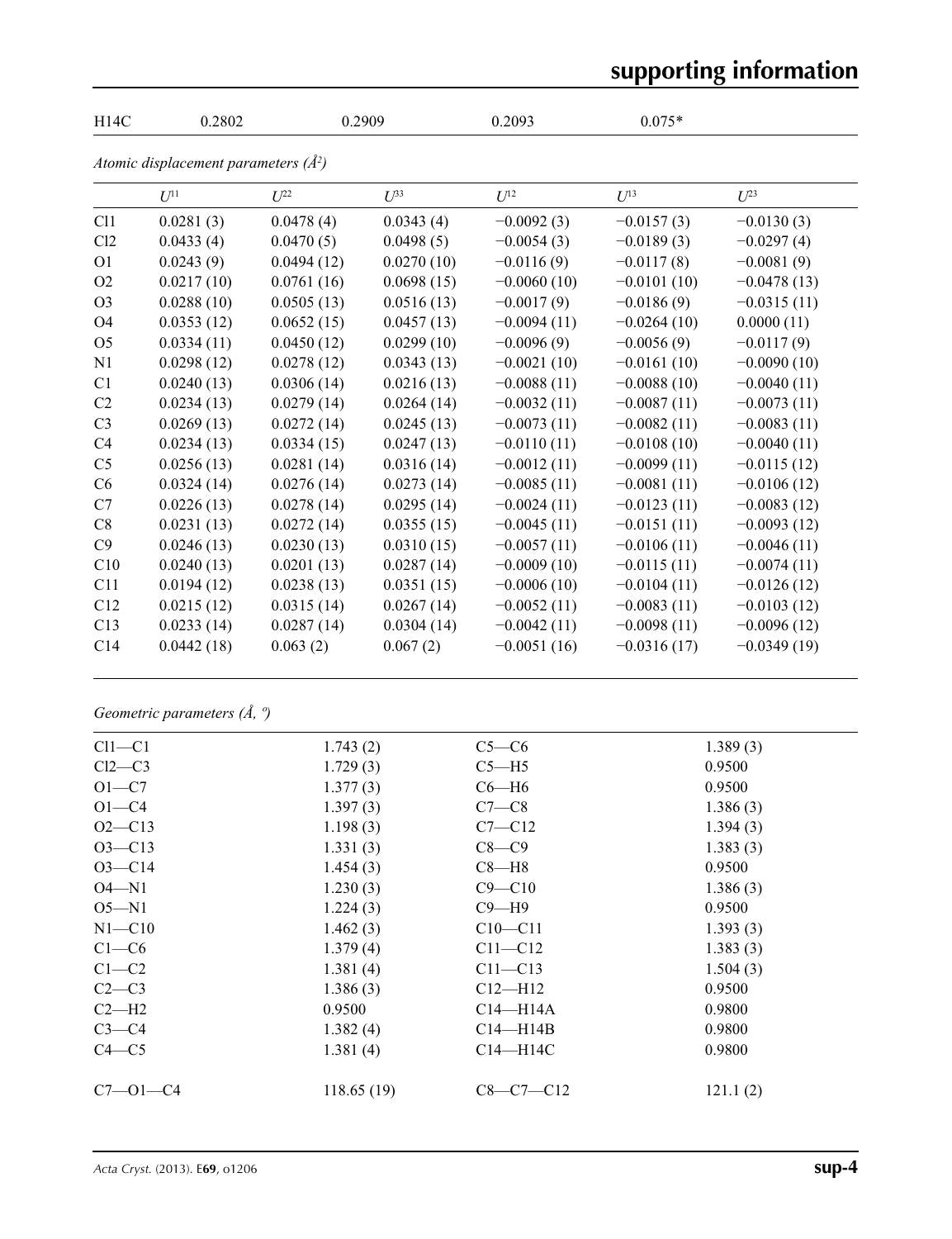| H14C | 0.2802 | 0.2909 | 0.2093 | 0.075* |
|---|---|---|---|---|

*Atomic displacement parameters (Å²)*

| | $U^{11}$ | $U^{22}$ | $U^{33}$ | $U^{12}$ | $U^{13}$ | $U^{23}$ |
|---|---|---|---|---|---|---|
| Cl1 | 0.0281 (3) | 0.0478 (4) | 0.0343 (4) | −0.0092 (3) | −0.0157 (3) | −0.0130 (3) |
| Cl2 | 0.0433 (4) | 0.0470 (5) | 0.0498 (5) | −0.0054 (3) | −0.0189 (3) | −0.0297 (4) |
| O1 | 0.0243 (9) | 0.0494 (12) | 0.0270 (10) | −0.0116 (9) | −0.0117 (8) | −0.0081 (9) |
| O2 | 0.0217 (10) | 0.0761 (16) | 0.0698 (15) | −0.0060 (10) | −0.0101 (10) | −0.0478 (13) |
| O3 | 0.0288 (10) | 0.0505 (13) | 0.0516 (13) | −0.0017 (9) | −0.0186 (9) | −0.0315 (11) |
| O4 | 0.0353 (12) | 0.0652 (15) | 0.0457 (13) | −0.0094 (11) | −0.0264 (10) | 0.0000 (11) |
| O5 | 0.0334 (11) | 0.0450 (12) | 0.0299 (10) | −0.0096 (9) | −0.0056 (9) | −0.0117 (9) |
| N1 | 0.0298 (12) | 0.0278 (12) | 0.0343 (13) | −0.0021 (10) | −0.0161 (10) | −0.0090 (10) |
| C1 | 0.0240 (13) | 0.0306 (14) | 0.0216 (13) | −0.0088 (11) | −0.0088 (10) | −0.0040 (11) |
| C2 | 0.0234 (13) | 0.0279 (14) | 0.0264 (14) | −0.0032 (11) | −0.0087 (11) | −0.0073 (11) |
| C3 | 0.0269 (13) | 0.0272 (14) | 0.0245 (13) | −0.0073 (11) | −0.0082 (11) | −0.0083 (11) |
| C4 | 0.0234 (13) | 0.0334 (15) | 0.0247 (13) | −0.0110 (11) | −0.0108 (10) | −0.0040 (11) |
| C5 | 0.0256 (13) | 0.0281 (14) | 0.0316 (14) | −0.0012 (11) | −0.0099 (11) | −0.0115 (12) |
| C6 | 0.0324 (14) | 0.0276 (14) | 0.0273 (14) | −0.0085 (11) | −0.0081 (11) | −0.0106 (12) |
| C7 | 0.0226 (13) | 0.0278 (14) | 0.0295 (14) | −0.0024 (11) | −0.0123 (11) | −0.0083 (12) |
| C8 | 0.0231 (13) | 0.0272 (14) | 0.0355 (15) | −0.0045 (11) | −0.0151 (11) | −0.0093 (12) |
| C9 | 0.0246 (13) | 0.0230 (13) | 0.0310 (15) | −0.0057 (11) | −0.0106 (11) | −0.0046 (11) |
| C10 | 0.0240 (13) | 0.0201 (13) | 0.0287 (14) | −0.0009 (10) | −0.0115 (11) | −0.0074 (11) |
| C11 | 0.0194 (12) | 0.0238 (13) | 0.0351 (15) | −0.0006 (10) | −0.0104 (11) | −0.0126 (12) |
| C12 | 0.0215 (12) | 0.0315 (14) | 0.0267 (14) | −0.0052 (11) | −0.0083 (11) | −0.0103 (12) |
| C13 | 0.0233 (14) | 0.0287 (14) | 0.0304 (14) | −0.0042 (11) | −0.0098 (11) | −0.0096 (12) |
| C14 | 0.0442 (18) | 0.063 (2) | 0.067 (2) | −0.0051 (16) | −0.0316 (17) | −0.0349 (19) |

*Geometric parameters (Å, º)*

| | | | |
|---|---|---|---|
| Cl1—C1 | 1.743 (2) | C5—C6 | 1.389 (3) |
| Cl2—C3 | 1.729 (3) | C5—H5 | 0.9500 |
| O1—C7 | 1.377 (3) | C6—H6 | 0.9500 |
| O1—C4 | 1.397 (3) | C7—C8 | 1.386 (3) |
| O2—C13 | 1.198 (3) | C7—C12 | 1.394 (3) |
| O3—C13 | 1.331 (3) | C8—C9 | 1.383 (3) |
| O3—C14 | 1.454 (3) | C8—H8 | 0.9500 |
| O4—N1 | 1.230 (3) | C9—C10 | 1.386 (3) |
| O5—N1 | 1.224 (3) | C9—H9 | 0.9500 |
| N1—C10 | 1.462 (3) | C10—C11 | 1.393 (3) |
| C1—C6 | 1.379 (4) | C11—C12 | 1.383 (3) |
| C1—C2 | 1.381 (4) | C11—C13 | 1.504 (3) |
| C2—C3 | 1.386 (3) | C12—H12 | 0.9500 |
| C2—H2 | 0.9500 | C14—H14A | 0.9800 |
| C3—C4 | 1.382 (4) | C14—H14B | 0.9800 |
| C4—C5 | 1.381 (4) | C14—H14C | 0.9800 |
| | | | |
| C7—O1—C4 | 118.65 (19) | C8—C7—C12 | 121.1 (2) |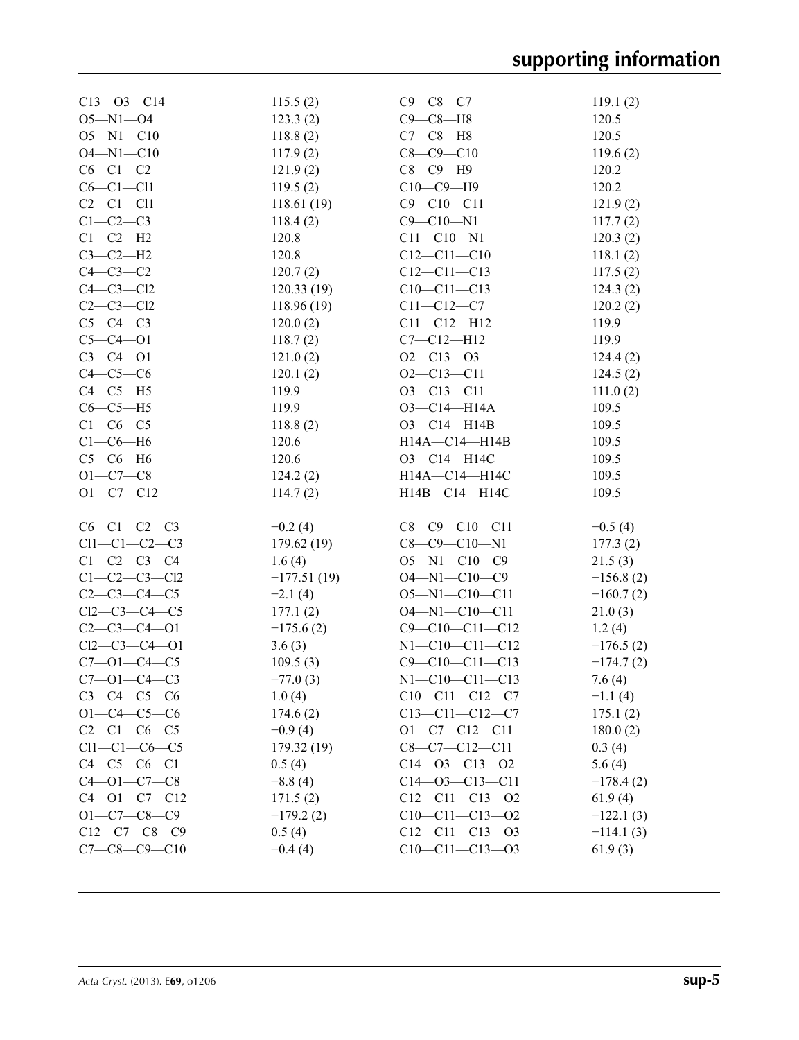| | | | |
|---|---|---|---|
| C13—O3—C14 | 115.5 (2) | C9—C8—C7 | 119.1 (2) |
| O5—N1—O4 | 123.3 (2) | C9—C8—H8 | 120.5 |
| O5—N1—C10 | 118.8 (2) | C7—C8—H8 | 120.5 |
| O4—N1—C10 | 117.9 (2) | C8—C9—C10 | 119.6 (2) |
| C6—C1—C2 | 121.9 (2) | C8—C9—H9 | 120.2 |
| C6—C1—Cl1 | 119.5 (2) | C10—C9—H9 | 120.2 |
| C2—C1—Cl1 | 118.61 (19) | C9—C10—C11 | 121.9 (2) |
| C1—C2—C3 | 118.4 (2) | C9—C10—N1 | 117.7 (2) |
| C1—C2—H2 | 120.8 | C11—C10—N1 | 120.3 (2) |
| C3—C2—H2 | 120.8 | C12—C11—C10 | 118.1 (2) |
| C4—C3—C2 | 120.7 (2) | C12—C11—C13 | 117.5 (2) |
| C4—C3—Cl2 | 120.33 (19) | C10—C11—C13 | 124.3 (2) |
| C2—C3—Cl2 | 118.96 (19) | C11—C12—C7 | 120.2 (2) |
| C5—C4—C3 | 120.0 (2) | C11—C12—H12 | 119.9 |
| C5—C4—O1 | 118.7 (2) | C7—C12—H12 | 119.9 |
| C3—C4—O1 | 121.0 (2) | O2—C13—O3 | 124.4 (2) |
| C4—C5—C6 | 120.1 (2) | O2—C13—C11 | 124.5 (2) |
| C4—C5—H5 | 119.9 | O3—C13—C11 | 111.0 (2) |
| C6—C5—H5 | 119.9 | O3—C14—H14A | 109.5 |
| C1—C6—C5 | 118.8 (2) | O3—C14—H14B | 109.5 |
| C1—C6—H6 | 120.6 | H14A—C14—H14B | 109.5 |
| C5—C6—H6 | 120.6 | O3—C14—H14C | 109.5 |
| O1—C7—C8 | 124.2 (2) | H14A—C14—H14C | 109.5 |
| O1—C7—C12 | 114.7 (2) | H14B—C14—H14C | 109.5 |

| | | | |
|---|---|---|---|
| C6—C1—C2—C3 | −0.2 (4) | C8—C9—C10—C11 | −0.5 (4) |
| Cl1—C1—C2—C3 | 179.62 (19) | C8—C9—C10—N1 | 177.3 (2) |
| C1—C2—C3—C4 | 1.6 (4) | O5—N1—C10—C9 | 21.5 (3) |
| C1—C2—C3—Cl2 | −177.51 (19) | O4—N1—C10—C9 | −156.8 (2) |
| C2—C3—C4—C5 | −2.1 (4) | O5—N1—C10—C11 | −160.7 (2) |
| Cl2—C3—C4—C5 | 177.1 (2) | O4—N1—C10—C11 | 21.0 (3) |
| C2—C3—C4—O1 | −175.6 (2) | C9—C10—C11—C12 | 1.2 (4) |
| Cl2—C3—C4—O1 | 3.6 (3) | N1—C10—C11—C12 | −176.5 (2) |
| C7—O1—C4—C5 | 109.5 (3) | C9—C10—C11—C13 | −174.7 (2) |
| C7—O1—C4—C3 | −77.0 (3) | N1—C10—C11—C13 | 7.6 (4) |
| C3—C4—C5—C6 | 1.0 (4) | C10—C11—C12—C7 | −1.1 (4) |
| O1—C4—C5—C6 | 174.6 (2) | C13—C11—C12—C7 | 175.1 (2) |
| C2—C1—C6—C5 | −0.9 (4) | O1—C7—C12—C11 | 180.0 (2) |
| Cl1—C1—C6—C5 | 179.32 (19) | C8—C7—C12—C11 | 0.3 (4) |
| C4—C5—C6—C1 | 0.5 (4) | C14—O3—C13—O2 | 5.6 (4) |
| C4—O1—C7—C8 | −8.8 (4) | C14—O3—C13—C11 | −178.4 (2) |
| C4—O1—C7—C12 | 171.5 (2) | C12—C11—C13—O2 | 61.9 (4) |
| O1—C7—C8—C9 | −179.2 (2) | C10—C11—C13—O2 | −122.1 (3) |
| C12—C7—C8—C9 | 0.5 (4) | C12—C11—C13—O3 | −114.1 (3) |
| C7—C8—C9—C10 | −0.4 (4) | C10—C11—C13—O3 | 61.9 (3) |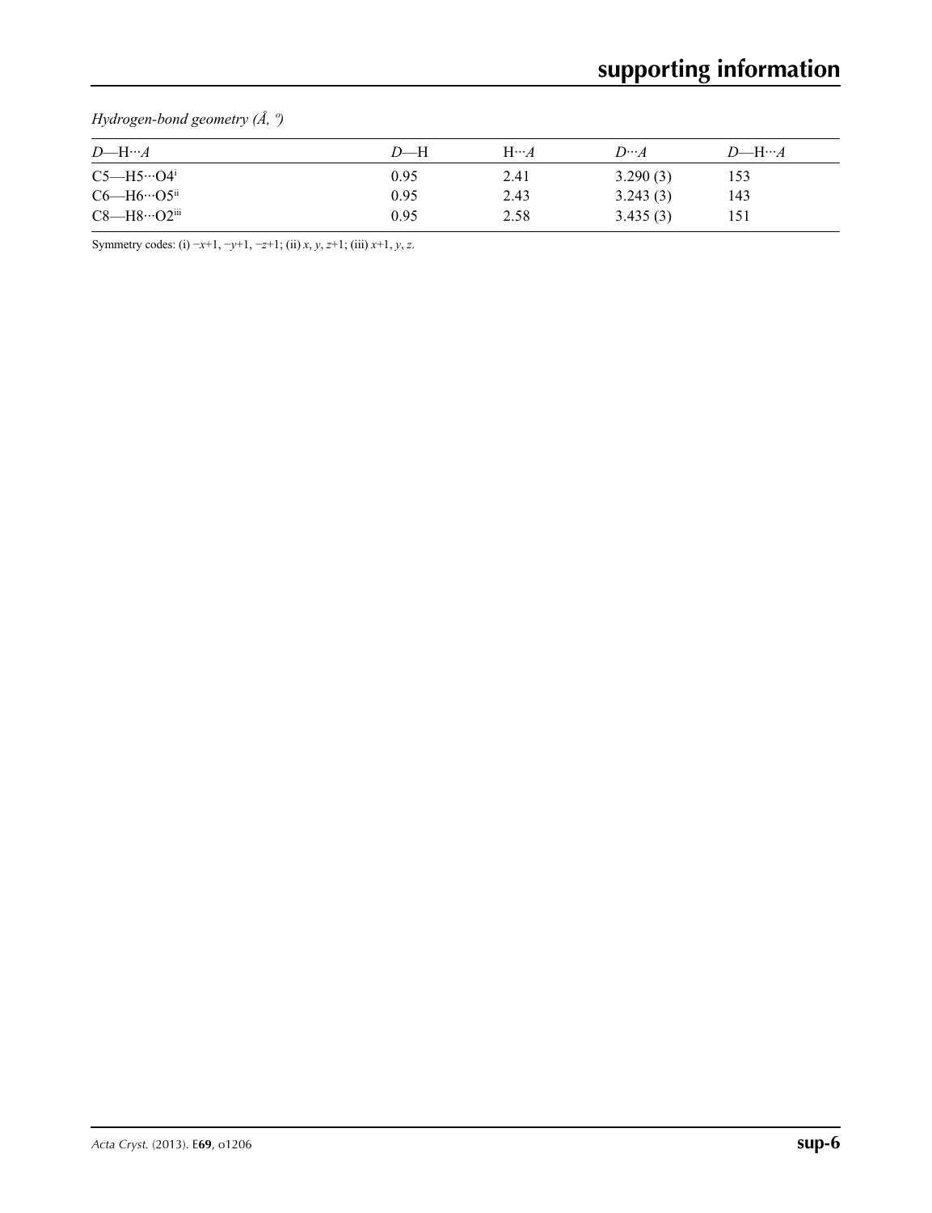*Hydrogen-bond geometry (Å, º)*

| $D$—H···$A$ | $D$—H | H···$A$ | $D$···$A$ | $D$—H···$A$ |
|---|---|---|---|---|
| C5—H5···O4$^{i}$ | 0.95 | 2.41 | 3.290 (3) | 153 |
| C6—H6···O5$^{ii}$ | 0.95 | 2.43 | 3.243 (3) | 143 |
| C8—H8···O2$^{iii}$ | 0.95 | 2.58 | 3.435 (3) | 151 |

Symmetry codes: (i) $-x+1, -y+1, -z+1$; (ii) $x, y, z+1$; (iii) $x+1, y, z$.